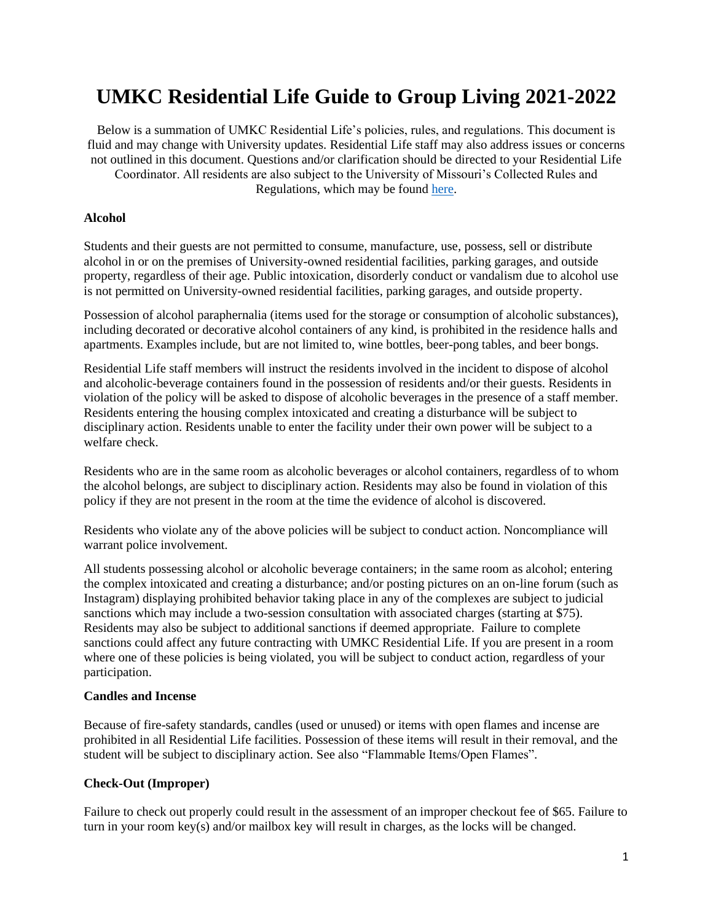# UMKC Residential Life Guide to Group Living 2021-2022

Below is a summation of UMKC Residential Life's policies, rules, and regulations. This document is fluid and may change with University updates. Residential Life staff may also address issues or concerns not outlined in this document. Questions and/or clarification should be directed to your Residential Life Coordinator. All residents are also subject to the University of Missouri's Collected Rules and Regulations, which may be found here.

**Alcohol**

Students and their guests are not permitted to consume, manufacture, use, possess, sell or distribute alcohol in or on the premises of University-owned residential facilities, parking garages, and outside property, regardless of their age. Public intoxication, disorderly conduct or vandalism due to alcohol use is not permitted on University-owned residential facilities, parking garages, and outside property.

Possession of alcohol paraphernalia (items used for the storage or consumption of alcoholic substances), including decorated or decorative alcohol containers of any kind, is prohibited in the residence halls and apartments. Examples include, but are not limited to, wine bottles, beer-pong tables, and beer bongs.

Residential Life staff members will instruct the residents involved in the incident to dispose of alcohol and alcoholic-beverage containers found in the possession of residents and/or their guests. Residents in violation of the policy will be asked to dispose of alcoholic beverages in the presence of a staff member. Residents entering the housing complex intoxicated and creating a disturbance will be subject to disciplinary action. Residents unable to enter the facility under their own power will be subject to a welfare check.

Residents who are in the same room as alcoholic beverages or alcohol containers, regardless of to whom the alcohol belongs, are subject to disciplinary action. Residents may also be found in violation of this policy if they are not present in the room at the time the evidence of alcohol is discovered.

Residents who violate any of the above policies will be subject to conduct action. Noncompliance will warrant police involvement.

All students possessing alcohol or alcoholic beverage containers; in the same room as alcohol; entering the complex intoxicated and creating a disturbance; and/or posting pictures on an on-line forum (such as Instagram) displaying prohibited behavior taking place in any of the complexes are subject to judicial sanctions which may include a two-session consultation with associated charges (starting at $75). Residents may also be subject to additional sanctions if deemed appropriate. Failure to complete sanctions could affect any future contracting with UMKC Residential Life. If you are present in a room where one of these policies is being violated, you will be subject to conduct action, regardless of your participation.

**Candles and Incense**

Because of fire-safety standards, candles (used or unused) or items with open flames and incense are prohibited in all Residential Life facilities. Possession of these items will result in their removal, and the student will be subject to disciplinary action. See also "Flammable Items/Open Flames".

**Check-Out (Improper)**

Failure to check out properly could result in the assessment of an improper checkout fee of $65. Failure to turn in your room key(s) and/or mailbox key will result in charges, as the locks will be changed.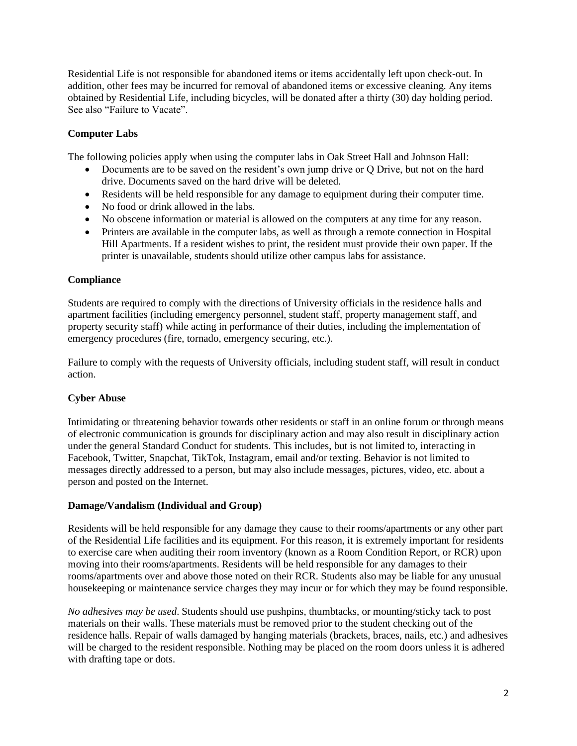Residential Life is not responsible for abandoned items or items accidentally left upon check-out. In addition, other fees may be incurred for removal of abandoned items or excessive cleaning. Any items obtained by Residential Life, including bicycles, will be donated after a thirty (30) day holding period. See also "Failure to Vacate".

**Computer Labs**

The following policies apply when using the computer labs in Oak Street Hall and Johnson Hall:

- Documents are to be saved on the resident's own jump drive or Q Drive, but not on the hard drive. Documents saved on the hard drive will be deleted.
- Residents will be held responsible for any damage to equipment during their computer time.
- No food or drink allowed in the labs.
- No obscene information or material is allowed on the computers at any time for any reason.
- Printers are available in the computer labs, as well as through a remote connection in Hospital Hill Apartments. If a resident wishes to print, the resident must provide their own paper. If the printer is unavailable, students should utilize other campus labs for assistance.

**Compliance**

Students are required to comply with the directions of University officials in the residence halls and apartment facilities (including emergency personnel, student staff, property management staff, and property security staff) while acting in performance of their duties, including the implementation of emergency procedures (fire, tornado, emergency securing, etc.).

Failure to comply with the requests of University officials, including student staff, will result in conduct action.

**Cyber Abuse**

Intimidating or threatening behavior towards other residents or staff in an online forum or through means of electronic communication is grounds for disciplinary action and may also result in disciplinary action under the general Standard Conduct for students. This includes, but is not limited to, interacting in Facebook, Twitter, Snapchat, TikTok, Instagram, email and/or texting. Behavior is not limited to messages directly addressed to a person, but may also include messages, pictures, video, etc. about a person and posted on the Internet.

**Damage/Vandalism (Individual and Group)**

Residents will be held responsible for any damage they cause to their rooms/apartments or any other part of the Residential Life facilities and its equipment. For this reason, it is extremely important for residents to exercise care when auditing their room inventory (known as a Room Condition Report, or RCR) upon moving into their rooms/apartments. Residents will be held responsible for any damages to their rooms/apartments over and above those noted on their RCR. Students also may be liable for any unusual housekeeping or maintenance service charges they may incur or for which they may be found responsible.

*No adhesives may be used*. Students should use pushpins, thumbtacks, or mounting/sticky tack to post materials on their walls. These materials must be removed prior to the student checking out of the residence halls. Repair of walls damaged by hanging materials (brackets, braces, nails, etc.) and adhesives will be charged to the resident responsible. Nothing may be placed on the room doors unless it is adhered with drafting tape or dots.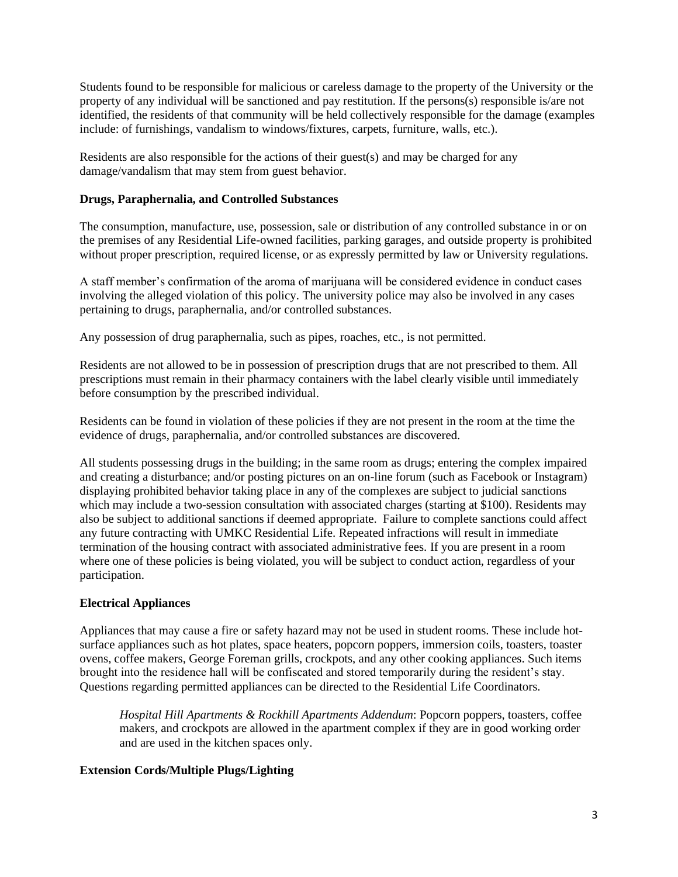Students found to be responsible for malicious or careless damage to the property of the University or the property of any individual will be sanctioned and pay restitution. If the persons(s) responsible is/are not identified, the residents of that community will be held collectively responsible for the damage (examples include: of furnishings, vandalism to windows/fixtures, carpets, furniture, walls, etc.).

Residents are also responsible for the actions of their guest(s) and may be charged for any damage/vandalism that may stem from guest behavior.

**Drugs, Paraphernalia, and Controlled Substances**

The consumption, manufacture, use, possession, sale or distribution of any controlled substance in or on the premises of any Residential Life-owned facilities, parking garages, and outside property is prohibited without proper prescription, required license, or as expressly permitted by law or University regulations.

A staff member's confirmation of the aroma of marijuana will be considered evidence in conduct cases involving the alleged violation of this policy. The university police may also be involved in any cases pertaining to drugs, paraphernalia, and/or controlled substances.

Any possession of drug paraphernalia, such as pipes, roaches, etc., is not permitted.

Residents are not allowed to be in possession of prescription drugs that are not prescribed to them. All prescriptions must remain in their pharmacy containers with the label clearly visible until immediately before consumption by the prescribed individual.

Residents can be found in violation of these policies if they are not present in the room at the time the evidence of drugs, paraphernalia, and/or controlled substances are discovered.

All students possessing drugs in the building; in the same room as drugs; entering the complex impaired and creating a disturbance; and/or posting pictures on an on-line forum (such as Facebook or Instagram) displaying prohibited behavior taking place in any of the complexes are subject to judicial sanctions which may include a two-session consultation with associated charges (starting at $100). Residents may also be subject to additional sanctions if deemed appropriate. Failure to complete sanctions could affect any future contracting with UMKC Residential Life. Repeated infractions will result in immediate termination of the housing contract with associated administrative fees. If you are present in a room where one of these policies is being violated, you will be subject to conduct action, regardless of your participation.

**Electrical Appliances**

Appliances that may cause a fire or safety hazard may not be used in student rooms. These include hot-surface appliances such as hot plates, space heaters, popcorn poppers, immersion coils, toasters, toaster ovens, coffee makers, George Foreman grills, crockpots, and any other cooking appliances. Such items brought into the residence hall will be confiscated and stored temporarily during the resident's stay. Questions regarding permitted appliances can be directed to the Residential Life Coordinators.

> *Hospital Hill Apartments & Rockhill Apartments Addendum*: Popcorn poppers, toasters, coffee makers, and crockpots are allowed in the apartment complex if they are in good working order and are used in the kitchen spaces only.

**Extension Cords/Multiple Plugs/Lighting**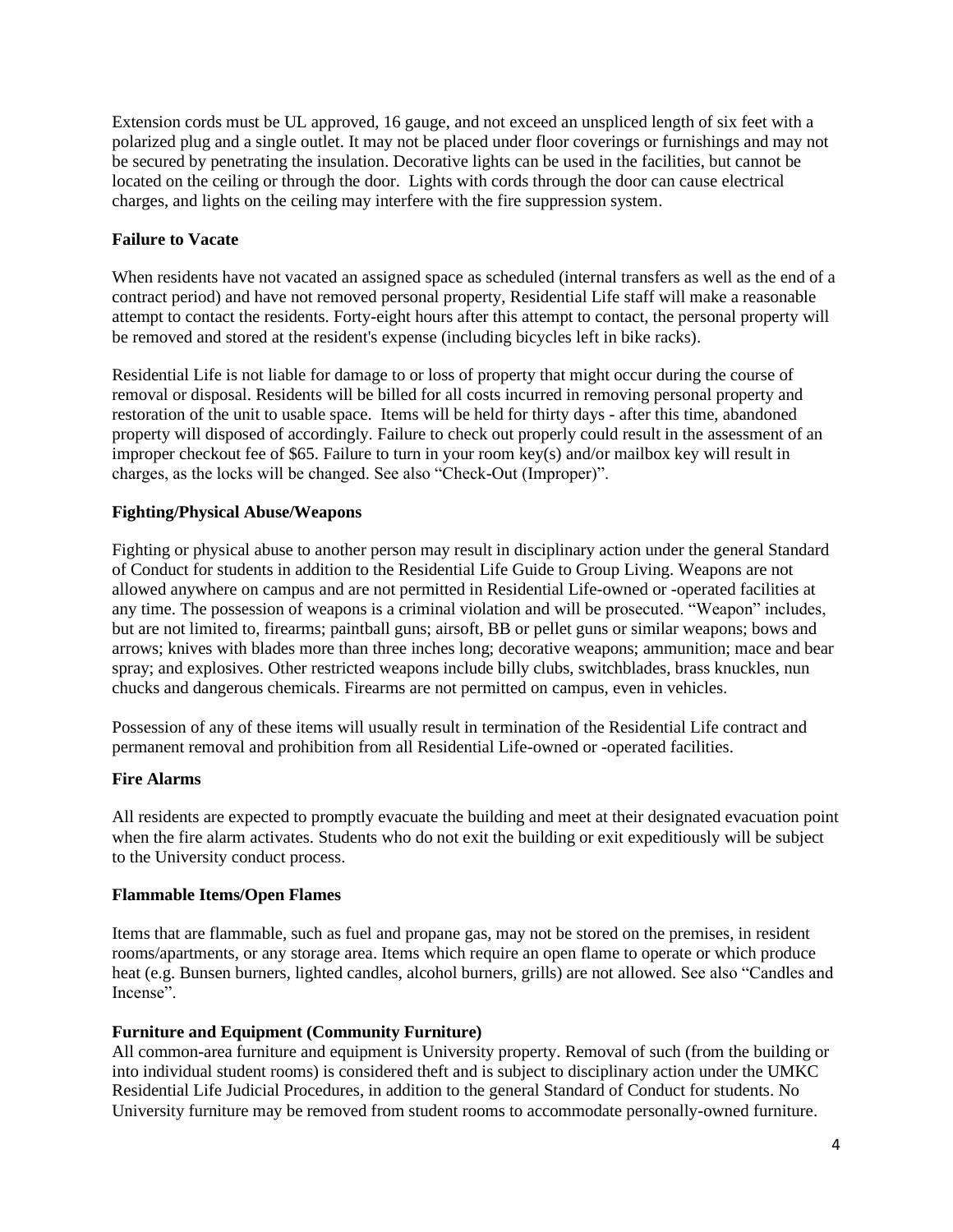Extension cords must be UL approved, 16 gauge, and not exceed an unspliced length of six feet with a polarized plug and a single outlet. It may not be placed under floor coverings or furnishings and may not be secured by penetrating the insulation. Decorative lights can be used in the facilities, but cannot be located on the ceiling or through the door.  Lights with cords through the door can cause electrical charges, and lights on the ceiling may interfere with the fire suppression system.

**Failure to Vacate**

When residents have not vacated an assigned space as scheduled (internal transfers as well as the end of a contract period) and have not removed personal property, Residential Life staff will make a reasonable attempt to contact the residents. Forty-eight hours after this attempt to contact, the personal property will be removed and stored at the resident's expense (including bicycles left in bike racks).

Residential Life is not liable for damage to or loss of property that might occur during the course of removal or disposal. Residents will be billed for all costs incurred in removing personal property and restoration of the unit to usable space.  Items will be held for thirty days - after this time, abandoned property will disposed of accordingly. Failure to check out properly could result in the assessment of an improper checkout fee of $65. Failure to turn in your room key(s) and/or mailbox key will result in charges, as the locks will be changed. See also "Check-Out (Improper)".

**Fighting/Physical Abuse/Weapons**

Fighting or physical abuse to another person may result in disciplinary action under the general Standard of Conduct for students in addition to the Residential Life Guide to Group Living. Weapons are not allowed anywhere on campus and are not permitted in Residential Life-owned or -operated facilities at any time. The possession of weapons is a criminal violation and will be prosecuted. "Weapon" includes, but are not limited to, firearms; paintball guns; airsoft, BB or pellet guns or similar weapons; bows and arrows; knives with blades more than three inches long; decorative weapons; ammunition; mace and bear spray; and explosives. Other restricted weapons include billy clubs, switchblades, brass knuckles, nun chucks and dangerous chemicals. Firearms are not permitted on campus, even in vehicles.

Possession of any of these items will usually result in termination of the Residential Life contract and permanent removal and prohibition from all Residential Life-owned or -operated facilities.

**Fire Alarms**

All residents are expected to promptly evacuate the building and meet at their designated evacuation point when the fire alarm activates. Students who do not exit the building or exit expeditiously will be subject to the University conduct process.

**Flammable Items/Open Flames**

Items that are flammable, such as fuel and propane gas, may not be stored on the premises, in resident rooms/apartments, or any storage area. Items which require an open flame to operate or which produce heat (e.g. Bunsen burners, lighted candles, alcohol burners, grills) are not allowed. See also "Candles and Incense".

**Furniture and Equipment (Community Furniture)**

All common-area furniture and equipment is University property. Removal of such (from the building or into individual student rooms) is considered theft and is subject to disciplinary action under the UMKC Residential Life Judicial Procedures, in addition to the general Standard of Conduct for students. No University furniture may be removed from student rooms to accommodate personally-owned furniture.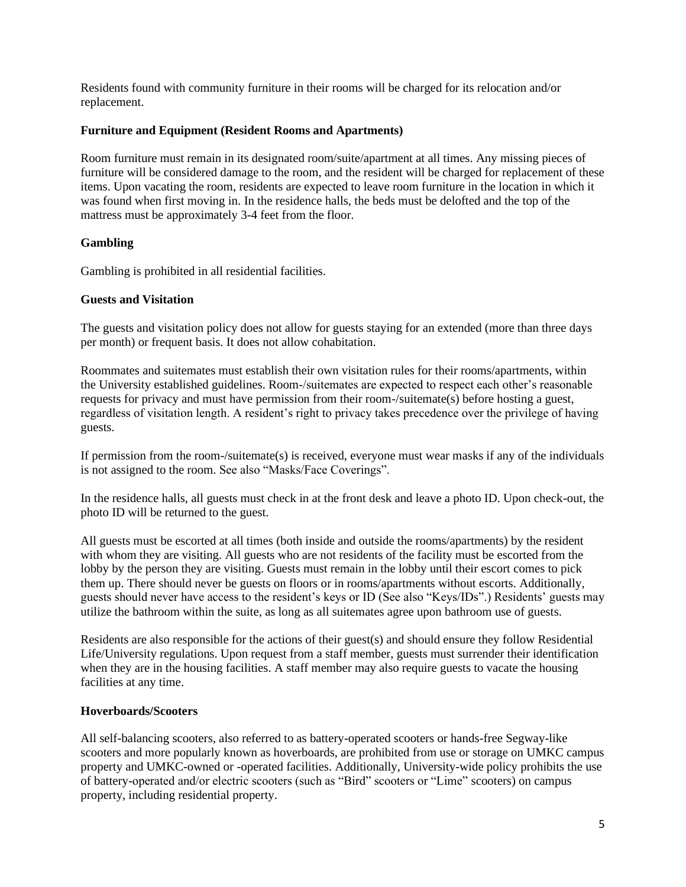Residents found with community furniture in their rooms will be charged for its relocation and/or replacement.

**Furniture and Equipment (Resident Rooms and Apartments)**

Room furniture must remain in its designated room/suite/apartment at all times. Any missing pieces of furniture will be considered damage to the room, and the resident will be charged for replacement of these items. Upon vacating the room, residents are expected to leave room furniture in the location in which it was found when first moving in. In the residence halls, the beds must be delofted and the top of the mattress must be approximately 3-4 feet from the floor.

**Gambling**

Gambling is prohibited in all residential facilities.

**Guests and Visitation**

The guests and visitation policy does not allow for guests staying for an extended (more than three days per month) or frequent basis. It does not allow cohabitation.

Roommates and suitemates must establish their own visitation rules for their rooms/apartments, within the University established guidelines. Room-/suitemates are expected to respect each other's reasonable requests for privacy and must have permission from their room-/suitemate(s) before hosting a guest, regardless of visitation length. A resident's right to privacy takes precedence over the privilege of having guests.

If permission from the room-/suitemate(s) is received, everyone must wear masks if any of the individuals is not assigned to the room. See also "Masks/Face Coverings".

In the residence halls, all guests must check in at the front desk and leave a photo ID. Upon check-out, the photo ID will be returned to the guest.

All guests must be escorted at all times (both inside and outside the rooms/apartments) by the resident with whom they are visiting. All guests who are not residents of the facility must be escorted from the lobby by the person they are visiting. Guests must remain in the lobby until their escort comes to pick them up. There should never be guests on floors or in rooms/apartments without escorts. Additionally, guests should never have access to the resident's keys or ID (See also "Keys/IDs".) Residents' guests may utilize the bathroom within the suite, as long as all suitemates agree upon bathroom use of guests.

Residents are also responsible for the actions of their guest(s) and should ensure they follow Residential Life/University regulations. Upon request from a staff member, guests must surrender their identification when they are in the housing facilities. A staff member may also require guests to vacate the housing facilities at any time.

**Hoverboards/Scooters**

All self-balancing scooters, also referred to as battery-operated scooters or hands-free Segway-like scooters and more popularly known as hoverboards, are prohibited from use or storage on UMKC campus property and UMKC-owned or -operated facilities. Additionally, University-wide policy prohibits the use of battery-operated and/or electric scooters (such as "Bird" scooters or "Lime" scooters) on campus property, including residential property.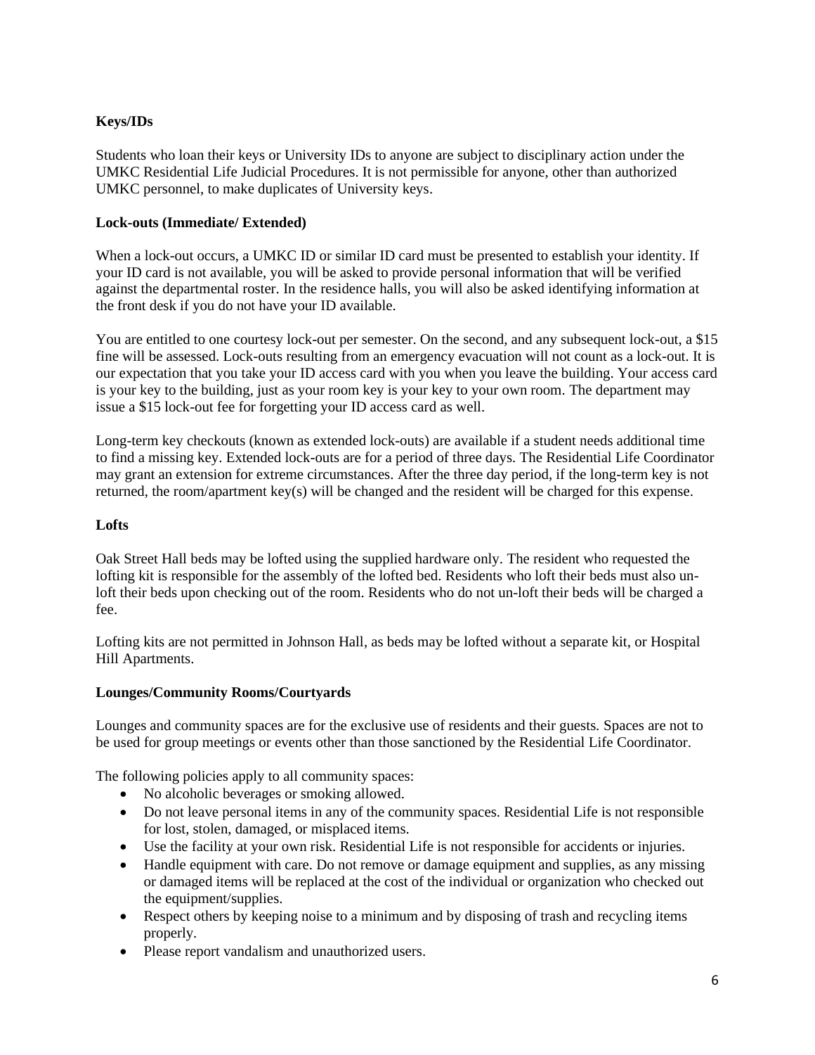**Keys/IDs**

Students who loan their keys or University IDs to anyone are subject to disciplinary action under the UMKC Residential Life Judicial Procedures. It is not permissible for anyone, other than authorized UMKC personnel, to make duplicates of University keys.

**Lock-outs (Immediate/ Extended)**

When a lock-out occurs, a UMKC ID or similar ID card must be presented to establish your identity. If your ID card is not available, you will be asked to provide personal information that will be verified against the departmental roster. In the residence halls, you will also be asked identifying information at the front desk if you do not have your ID available.

You are entitled to one courtesy lock-out per semester. On the second, and any subsequent lock-out, a $15 fine will be assessed. Lock-outs resulting from an emergency evacuation will not count as a lock-out. It is our expectation that you take your ID access card with you when you leave the building. Your access card is your key to the building, just as your room key is your key to your own room. The department may issue a $15 lock-out fee for forgetting your ID access card as well.

Long-term key checkouts (known as extended lock-outs) are available if a student needs additional time to find a missing key. Extended lock-outs are for a period of three days. The Residential Life Coordinator may grant an extension for extreme circumstances. After the three day period, if the long-term key is not returned, the room/apartment key(s) will be changed and the resident will be charged for this expense.

**Lofts**

Oak Street Hall beds may be lofted using the supplied hardware only. The resident who requested the lofting kit is responsible for the assembly of the lofted bed. Residents who loft their beds must also un-loft their beds upon checking out of the room. Residents who do not un-loft their beds will be charged a fee.

Lofting kits are not permitted in Johnson Hall, as beds may be lofted without a separate kit, or Hospital Hill Apartments.

**Lounges/Community Rooms/Courtyards**

Lounges and community spaces are for the exclusive use of residents and their guests. Spaces are not to be used for group meetings or events other than those sanctioned by the Residential Life Coordinator.

The following policies apply to all community spaces:

- No alcoholic beverages or smoking allowed.
- Do not leave personal items in any of the community spaces. Residential Life is not responsible for lost, stolen, damaged, or misplaced items.
- Use the facility at your own risk. Residential Life is not responsible for accidents or injuries.
- Handle equipment with care. Do not remove or damage equipment and supplies, as any missing or damaged items will be replaced at the cost of the individual or organization who checked out the equipment/supplies.
- Respect others by keeping noise to a minimum and by disposing of trash and recycling items properly.
- Please report vandalism and unauthorized users.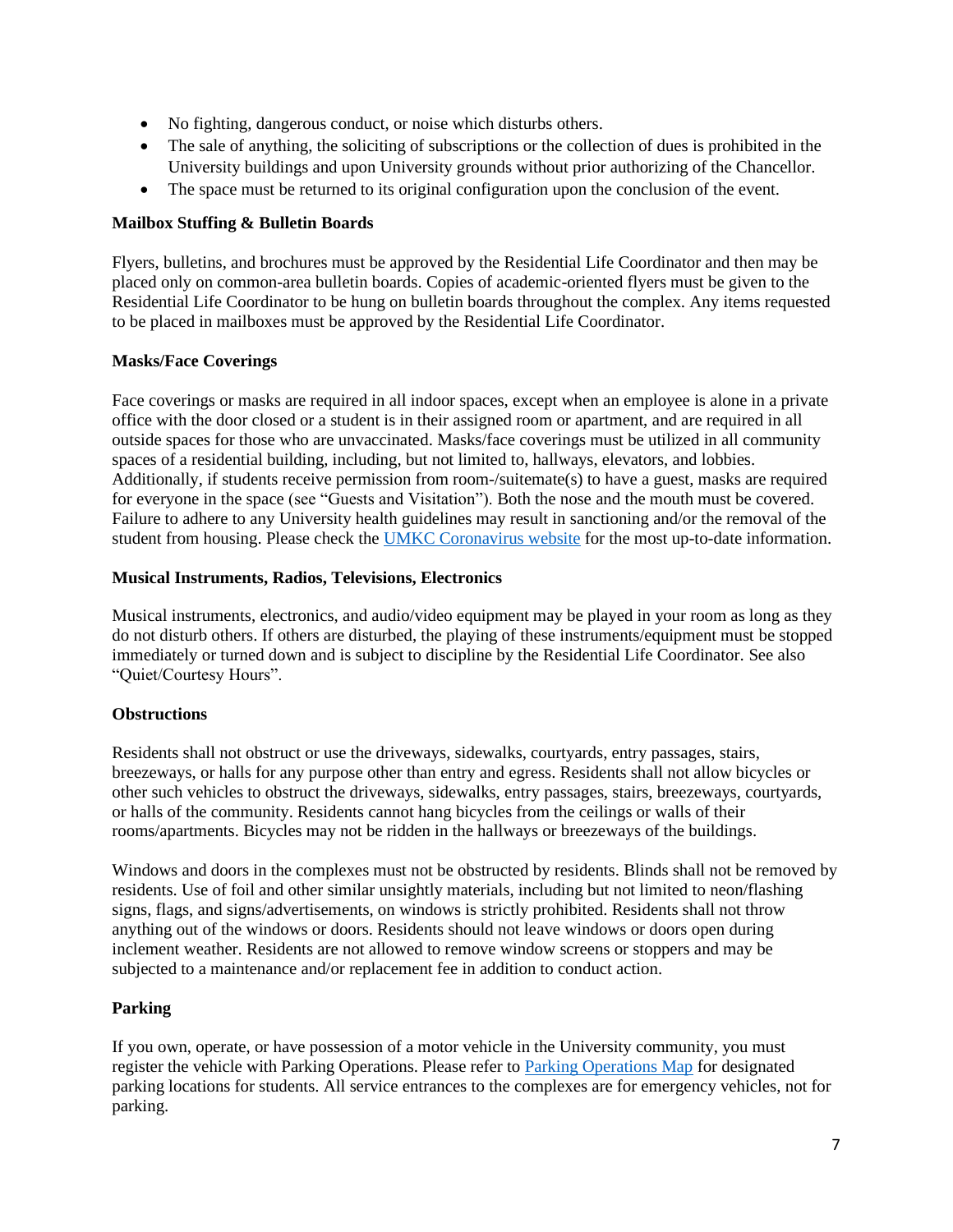- No fighting, dangerous conduct, or noise which disturbs others.
- The sale of anything, the soliciting of subscriptions or the collection of dues is prohibited in the University buildings and upon University grounds without prior authorizing of the Chancellor.
- The space must be returned to its original configuration upon the conclusion of the event.

**Mailbox Stuffing & Bulletin Boards**

Flyers, bulletins, and brochures must be approved by the Residential Life Coordinator and then may be placed only on common-area bulletin boards. Copies of academic-oriented flyers must be given to the Residential Life Coordinator to be hung on bulletin boards throughout the complex. Any items requested to be placed in mailboxes must be approved by the Residential Life Coordinator.

**Masks/Face Coverings**

Face coverings or masks are required in all indoor spaces, except when an employee is alone in a private office with the door closed or a student is in their assigned room or apartment, and are required in all outside spaces for those who are unvaccinated. Masks/face coverings must be utilized in all community spaces of a residential building, including, but not limited to, hallways, elevators, and lobbies. Additionally, if students receive permission from room-/suitemate(s) to have a guest, masks are required for everyone in the space (see "Guests and Visitation"). Both the nose and the mouth must be covered. Failure to adhere to any University health guidelines may result in sanctioning and/or the removal of the student from housing. Please check the UMKC Coronavirus website for the most up-to-date information.

**Musical Instruments, Radios, Televisions, Electronics**

Musical instruments, electronics, and audio/video equipment may be played in your room as long as they do not disturb others. If others are disturbed, the playing of these instruments/equipment must be stopped immediately or turned down and is subject to discipline by the Residential Life Coordinator. See also "Quiet/Courtesy Hours".

**Obstructions**

Residents shall not obstruct or use the driveways, sidewalks, courtyards, entry passages, stairs, breezeways, or halls for any purpose other than entry and egress. Residents shall not allow bicycles or other such vehicles to obstruct the driveways, sidewalks, entry passages, stairs, breezeways, courtyards, or halls of the community. Residents cannot hang bicycles from the ceilings or walls of their rooms/apartments. Bicycles may not be ridden in the hallways or breezeways of the buildings.

Windows and doors in the complexes must not be obstructed by residents. Blinds shall not be removed by residents. Use of foil and other similar unsightly materials, including but not limited to neon/flashing signs, flags, and signs/advertisements, on windows is strictly prohibited. Residents shall not throw anything out of the windows or doors. Residents should not leave windows or doors open during inclement weather. Residents are not allowed to remove window screens or stoppers and may be subjected to a maintenance and/or replacement fee in addition to conduct action.

**Parking**

If you own, operate, or have possession of a motor vehicle in the University community, you must register the vehicle with Parking Operations. Please refer to Parking Operations Map for designated parking locations for students. All service entrances to the complexes are for emergency vehicles, not for parking.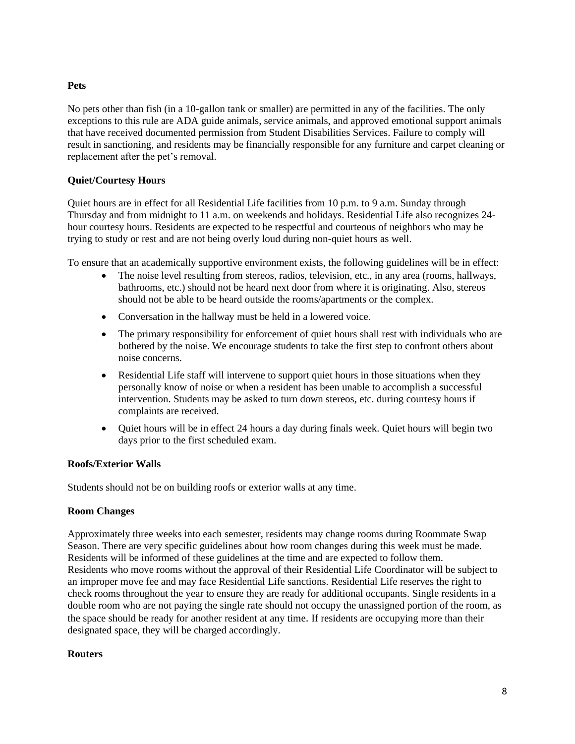**Pets**

No pets other than fish (in a 10-gallon tank or smaller) are permitted in any of the facilities. The only exceptions to this rule are ADA guide animals, service animals, and approved emotional support animals that have received documented permission from Student Disabilities Services. Failure to comply will result in sanctioning, and residents may be financially responsible for any furniture and carpet cleaning or replacement after the pet's removal.

**Quiet/Courtesy Hours**

Quiet hours are in effect for all Residential Life facilities from 10 p.m. to 9 a.m. Sunday through Thursday and from midnight to 11 a.m. on weekends and holidays. Residential Life also recognizes 24-hour courtesy hours. Residents are expected to be respectful and courteous of neighbors who may be trying to study or rest and are not being overly loud during non-quiet hours as well.

To ensure that an academically supportive environment exists, the following guidelines will be in effect:

- The noise level resulting from stereos, radios, television, etc., in any area (rooms, hallways, bathrooms, etc.) should not be heard next door from where it is originating. Also, stereos should not be able to be heard outside the rooms/apartments or the complex.
- Conversation in the hallway must be held in a lowered voice.
- The primary responsibility for enforcement of quiet hours shall rest with individuals who are bothered by the noise. We encourage students to take the first step to confront others about noise concerns.
- Residential Life staff will intervene to support quiet hours in those situations when they personally know of noise or when a resident has been unable to accomplish a successful intervention. Students may be asked to turn down stereos, etc. during courtesy hours if complaints are received.
- Quiet hours will be in effect 24 hours a day during finals week. Quiet hours will begin two days prior to the first scheduled exam.

**Roofs/Exterior Walls**

Students should not be on building roofs or exterior walls at any time.

**Room Changes**

Approximately three weeks into each semester, residents may change rooms during Roommate Swap Season. There are very specific guidelines about how room changes during this week must be made. Residents will be informed of these guidelines at the time and are expected to follow them. Residents who move rooms without the approval of their Residential Life Coordinator will be subject to an improper move fee and may face Residential Life sanctions. Residential Life reserves the right to check rooms throughout the year to ensure they are ready for additional occupants. Single residents in a double room who are not paying the single rate should not occupy the unassigned portion of the room, as the space should be ready for another resident at any time. If residents are occupying more than their designated space, they will be charged accordingly.

**Routers**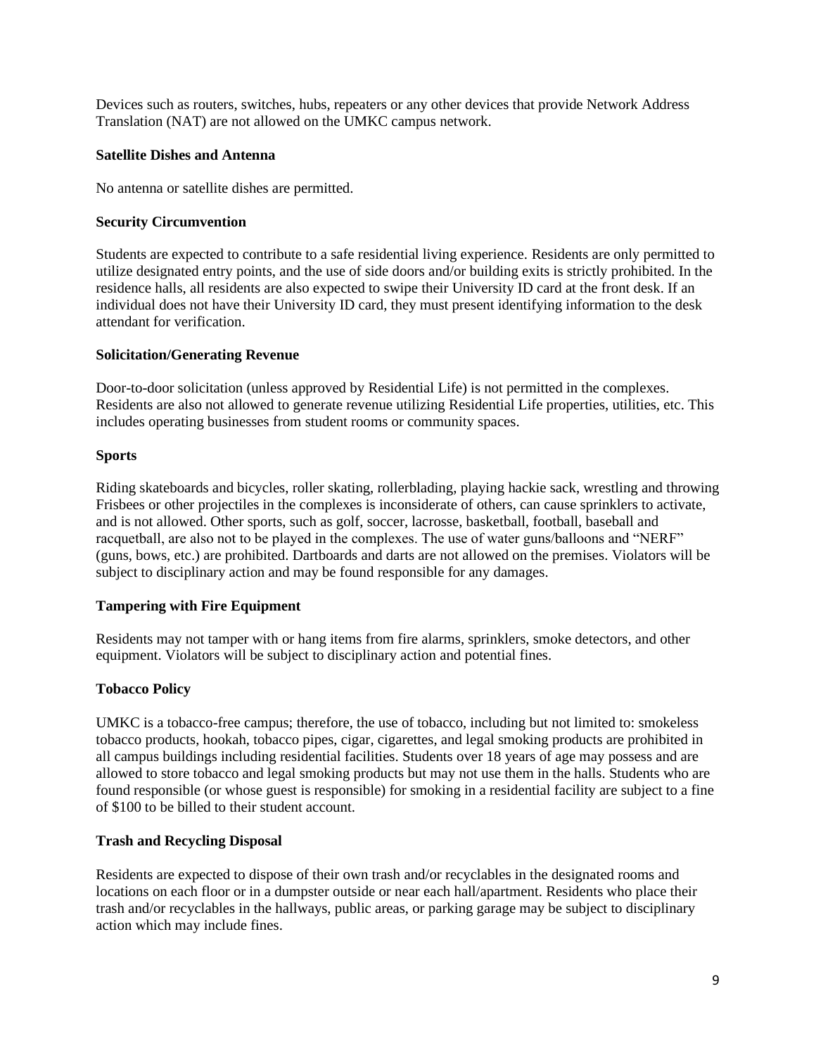Devices such as routers, switches, hubs, repeaters or any other devices that provide Network Address Translation (NAT) are not allowed on the UMKC campus network.

**Satellite Dishes and Antenna**

No antenna or satellite dishes are permitted.

**Security Circumvention**

Students are expected to contribute to a safe residential living experience. Residents are only permitted to utilize designated entry points, and the use of side doors and/or building exits is strictly prohibited. In the residence halls, all residents are also expected to swipe their University ID card at the front desk. If an individual does not have their University ID card, they must present identifying information to the desk attendant for verification.

**Solicitation/Generating Revenue**

Door-to-door solicitation (unless approved by Residential Life) is not permitted in the complexes. Residents are also not allowed to generate revenue utilizing Residential Life properties, utilities, etc. This includes operating businesses from student rooms or community spaces.

**Sports**

Riding skateboards and bicycles, roller skating, rollerblading, playing hackie sack, wrestling and throwing Frisbees or other projectiles in the complexes is inconsiderate of others, can cause sprinklers to activate, and is not allowed. Other sports, such as golf, soccer, lacrosse, basketball, football, baseball and racquetball, are also not to be played in the complexes. The use of water guns/balloons and "NERF" (guns, bows, etc.) are prohibited. Dartboards and darts are not allowed on the premises. Violators will be subject to disciplinary action and may be found responsible for any damages.

**Tampering with Fire Equipment**

Residents may not tamper with or hang items from fire alarms, sprinklers, smoke detectors, and other equipment. Violators will be subject to disciplinary action and potential fines.

**Tobacco Policy**

UMKC is a tobacco-free campus; therefore, the use of tobacco, including but not limited to: smokeless tobacco products, hookah, tobacco pipes, cigar, cigarettes, and legal smoking products are prohibited in all campus buildings including residential facilities. Students over 18 years of age may possess and are allowed to store tobacco and legal smoking products but may not use them in the halls. Students who are found responsible (or whose guest is responsible) for smoking in a residential facility are subject to a fine of $100 to be billed to their student account.

**Trash and Recycling Disposal**

Residents are expected to dispose of their own trash and/or recyclables in the designated rooms and locations on each floor or in a dumpster outside or near each hall/apartment. Residents who place their trash and/or recyclables in the hallways, public areas, or parking garage may be subject to disciplinary action which may include fines.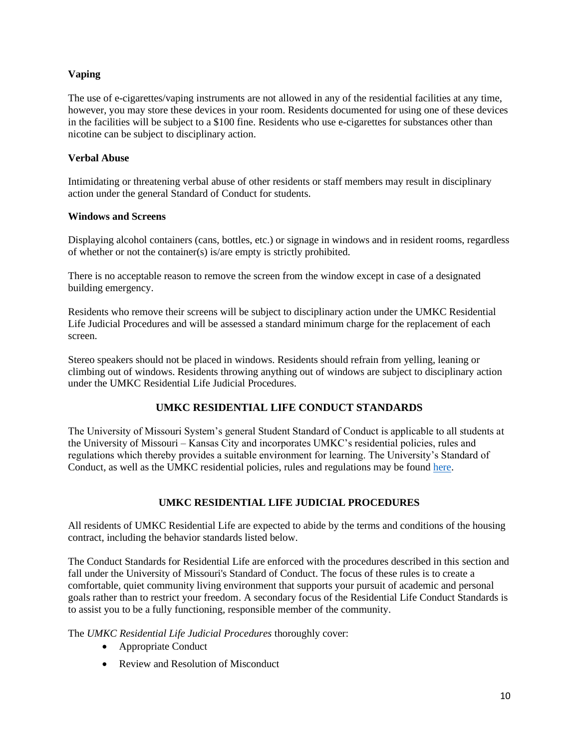### Vaping

The use of e-cigarettes/vaping instruments are not allowed in any of the residential facilities at any time, however, you may store these devices in your room. Residents documented for using one of these devices in the facilities will be subject to a $100 fine. Residents who use e-cigarettes for substances other than nicotine can be subject to disciplinary action.

### Verbal Abuse

Intimidating or threatening verbal abuse of other residents or staff members may result in disciplinary action under the general Standard of Conduct for students.

### Windows and Screens

Displaying alcohol containers (cans, bottles, etc.) or signage in windows and in resident rooms, regardless of whether or not the container(s) is/are empty is strictly prohibited.

There is no acceptable reason to remove the screen from the window except in case of a designated building emergency.

Residents who remove their screens will be subject to disciplinary action under the UMKC Residential Life Judicial Procedures and will be assessed a standard minimum charge for the replacement of each screen.

Stereo speakers should not be placed in windows. Residents should refrain from yelling, leaning or climbing out of windows. Residents throwing anything out of windows are subject to disciplinary action under the UMKC Residential Life Judicial Procedures.

## UMKC RESIDENTIAL LIFE CONDUCT STANDARDS

The University of Missouri System's general Student Standard of Conduct is applicable to all students at the University of Missouri – Kansas City and incorporates UMKC's residential policies, rules and regulations which thereby provides a suitable environment for learning. The University's Standard of Conduct, as well as the UMKC residential policies, rules and regulations may be found here.

## UMKC RESIDENTIAL LIFE JUDICIAL PROCEDURES

All residents of UMKC Residential Life are expected to abide by the terms and conditions of the housing contract, including the behavior standards listed below.

The Conduct Standards for Residential Life are enforced with the procedures described in this section and fall under the University of Missouri's Standard of Conduct. The focus of these rules is to create a comfortable, quiet community living environment that supports your pursuit of academic and personal goals rather than to restrict your freedom. A secondary focus of the Residential Life Conduct Standards is to assist you to be a fully functioning, responsible member of the community.

The *UMKC Residential Life Judicial Procedures* thoroughly cover:

- Appropriate Conduct
- Review and Resolution of Misconduct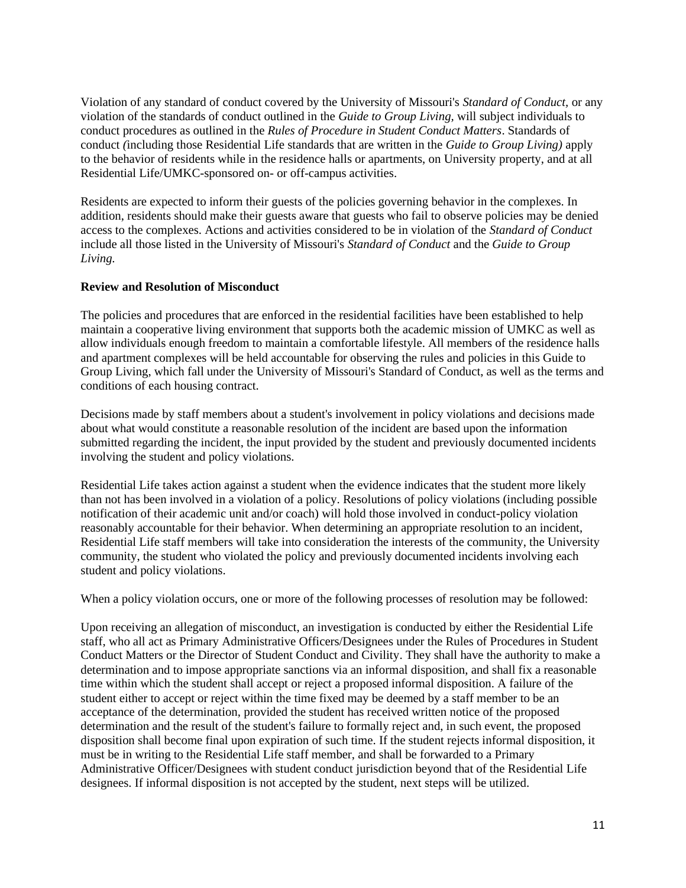Violation of any standard of conduct covered by the University of Missouri's *Standard of Conduct,* or any violation of the standards of conduct outlined in the *Guide to Group Living,* will subject individuals to conduct procedures as outlined in the *Rules of Procedure in Student Conduct Matters*. Standards of conduct *(*including those Residential Life standards that are written in the *Guide to Group Living)* apply to the behavior of residents while in the residence halls or apartments, on University property, and at all Residential Life/UMKC-sponsored on- or off-campus activities.

Residents are expected to inform their guests of the policies governing behavior in the complexes. In addition, residents should make their guests aware that guests who fail to observe policies may be denied access to the complexes. Actions and activities considered to be in violation of the *Standard of Conduct* include all those listed in the University of Missouri's *Standard of Conduct* and the *Guide to Group Living.*

**Review and Resolution of Misconduct**

The policies and procedures that are enforced in the residential facilities have been established to help maintain a cooperative living environment that supports both the academic mission of UMKC as well as allow individuals enough freedom to maintain a comfortable lifestyle. All members of the residence halls and apartment complexes will be held accountable for observing the rules and policies in this Guide to Group Living, which fall under the University of Missouri's Standard of Conduct, as well as the terms and conditions of each housing contract.

Decisions made by staff members about a student's involvement in policy violations and decisions made about what would constitute a reasonable resolution of the incident are based upon the information submitted regarding the incident, the input provided by the student and previously documented incidents involving the student and policy violations.

Residential Life takes action against a student when the evidence indicates that the student more likely than not has been involved in a violation of a policy. Resolutions of policy violations (including possible notification of their academic unit and/or coach) will hold those involved in conduct-policy violation reasonably accountable for their behavior. When determining an appropriate resolution to an incident, Residential Life staff members will take into consideration the interests of the community, the University community, the student who violated the policy and previously documented incidents involving each student and policy violations.

When a policy violation occurs, one or more of the following processes of resolution may be followed:

Upon receiving an allegation of misconduct, an investigation is conducted by either the Residential Life staff, who all act as Primary Administrative Officers/Designees under the Rules of Procedures in Student Conduct Matters or the Director of Student Conduct and Civility. They shall have the authority to make a determination and to impose appropriate sanctions via an informal disposition, and shall fix a reasonable time within which the student shall accept or reject a proposed informal disposition. A failure of the student either to accept or reject within the time fixed may be deemed by a staff member to be an acceptance of the determination, provided the student has received written notice of the proposed determination and the result of the student's failure to formally reject and, in such event, the proposed disposition shall become final upon expiration of such time. If the student rejects informal disposition, it must be in writing to the Residential Life staff member, and shall be forwarded to a Primary Administrative Officer/Designees with student conduct jurisdiction beyond that of the Residential Life designees. If informal disposition is not accepted by the student, next steps will be utilized.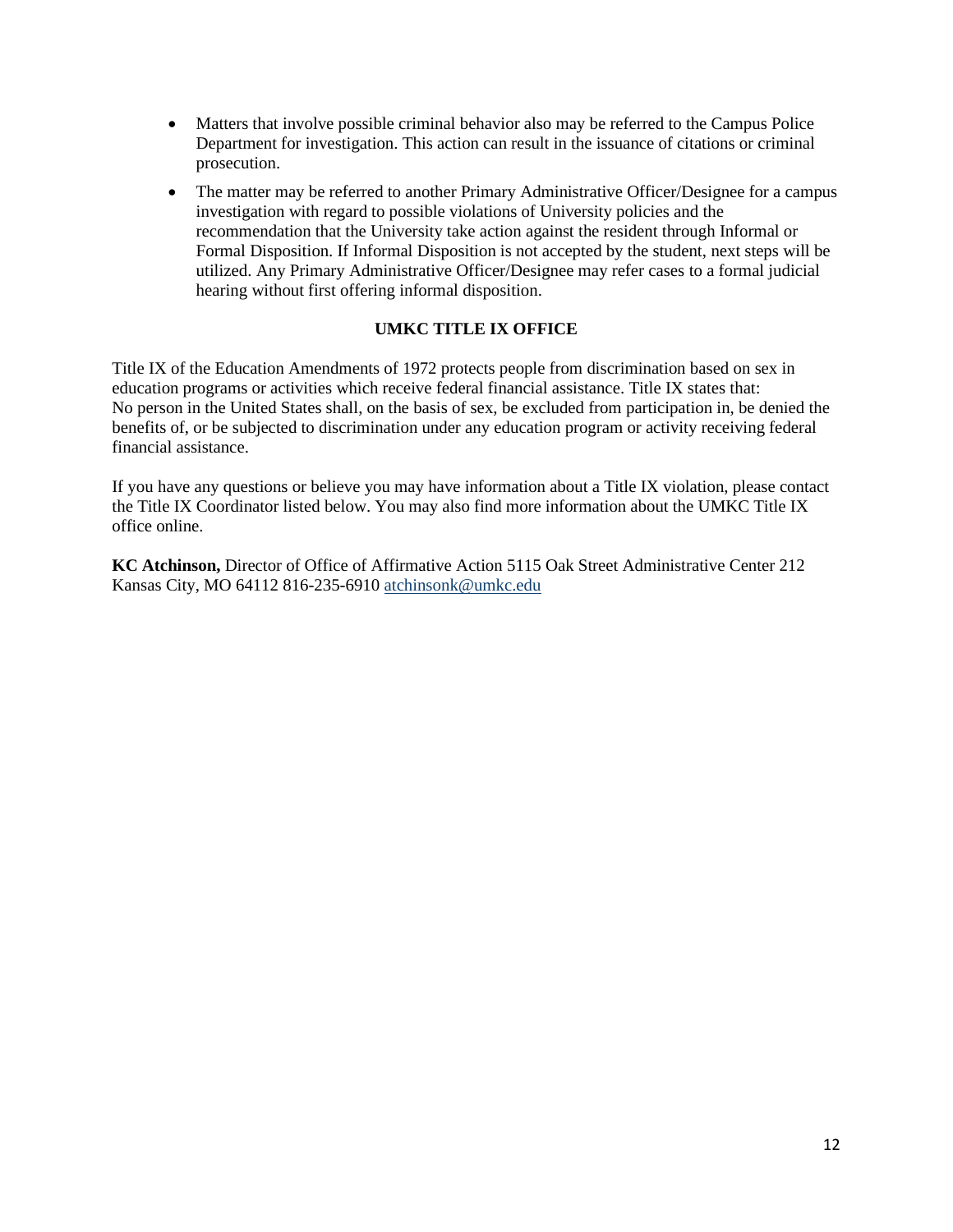- Matters that involve possible criminal behavior also may be referred to the Campus Police Department for investigation. This action can result in the issuance of citations or criminal prosecution.
- The matter may be referred to another Primary Administrative Officer/Designee for a campus investigation with regard to possible violations of University policies and the recommendation that the University take action against the resident through Informal or Formal Disposition. If Informal Disposition is not accepted by the student, next steps will be utilized. Any Primary Administrative Officer/Designee may refer cases to a formal judicial hearing without first offering informal disposition.

## UMKC TITLE IX OFFICE

Title IX of the Education Amendments of 1972 protects people from discrimination based on sex in education programs or activities which receive federal financial assistance. Title IX states that:
No person in the United States shall, on the basis of sex, be excluded from participation in, be denied the benefits of, or be subjected to discrimination under any education program or activity receiving federal financial assistance.

If you have any questions or believe you may have information about a Title IX violation, please contact the Title IX Coordinator listed below. You may also find more information about the UMKC Title IX office online.

**KC Atchinson,** Director of Office of Affirmative Action 5115 Oak Street Administrative Center 212 Kansas City, MO 64112 816-235-6910 atchinsonk@umkc.edu